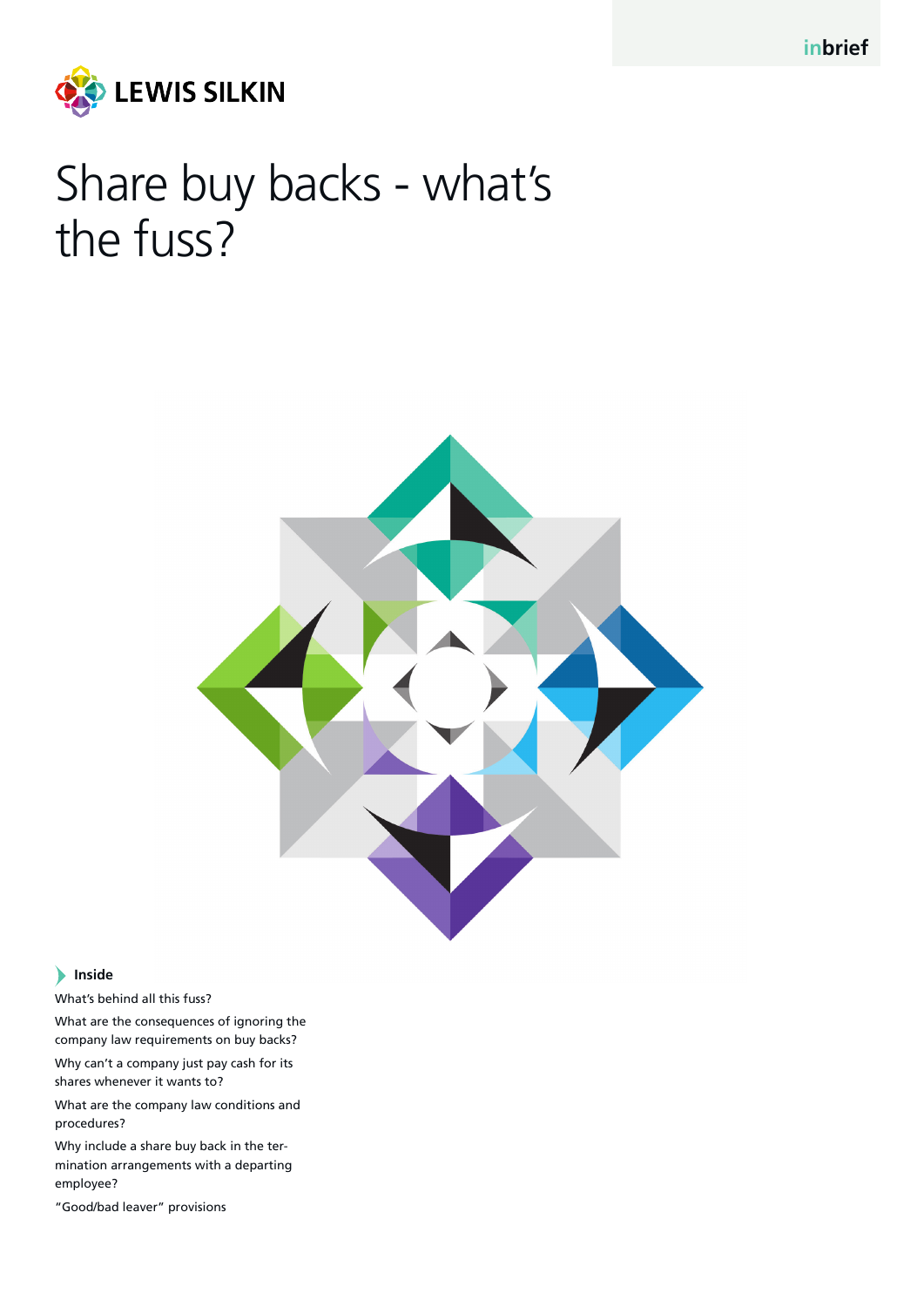inbrief

LEWIS SILKIN

# Share buy backs - what's the fuss?

**Inside**

What's behind all this fuss?

What are the consequences of ignoring the company law requirements on buy backs?

Why can't a company just pay cash for its shares whenever it wants to?

What are the company law conditions and procedures?

Why include a share buy back in the termination arrangements with a departing employee?

"Good/bad leaver" provisions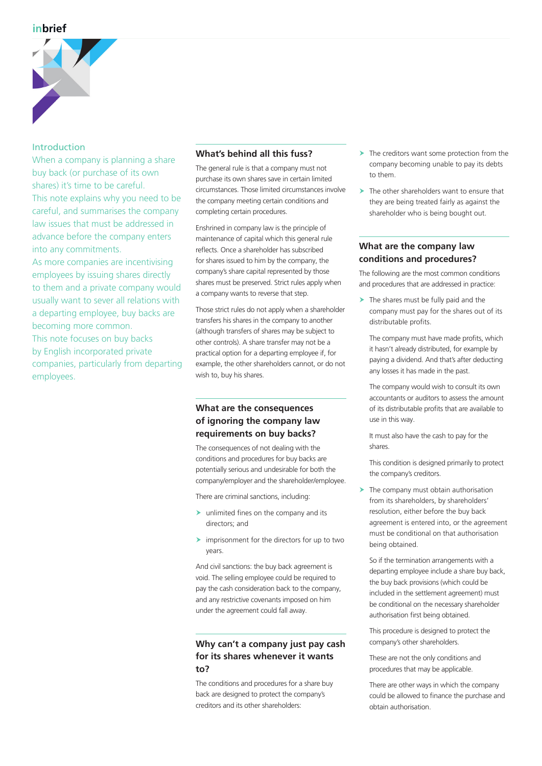## Introduction

When a company is planning a share buy back (or purchase of its own shares) it's time to be careful.

This note explains why you need to be careful, and summarises the company law issues that must be addressed in advance before the company enters into any commitments.

As more companies are incentivising employees by issuing shares directly to them and a private company would usually want to sever all relations with a departing employee, buy backs are becoming more common.

This note focuses on buy backs by English incorporated private companies, particularly from departing employees.

## What's behind all this fuss?

The general rule is that a company must not purchase its own shares save in certain limited circumstances. Those limited circumstances involve the company meeting certain conditions and completing certain procedures.

Enshrined in company law is the principle of maintenance of capital which this general rule reflects. Once a shareholder has subscribed for shares issued to him by the company, the company's share capital represented by those shares must be preserved. Strict rules apply when a company wants to reverse that step.

Those strict rules do not apply when a shareholder transfers his shares in the company to another (although transfers of shares may be subject to other controls). A share transfer may not be a practical option for a departing employee if, for example, the other shareholders cannot, or do not wish to, buy his shares.

## What are the consequences of ignoring the company law requirements on buy backs?

The consequences of not dealing with the conditions and procedures for buy backs are potentially serious and undesirable for both the company/employer and the shareholder/employee.

There are criminal sanctions, including:

- unlimited fines on the company and its directors; and
- imprisonment for the directors for up to two years.

And civil sanctions: the buy back agreement is void. The selling employee could be required to pay the cash consideration back to the company, and any restrictive covenants imposed on him under the agreement could fall away.

## Why can't a company just pay cash for its shares whenever it wants to?

The conditions and procedures for a share buy back are designed to protect the company's creditors and its other shareholders:

- The creditors want some protection from the company becoming unable to pay its debts to them.
- The other shareholders want to ensure that they are being treated fairly as against the shareholder who is being bought out.

## What are the company law conditions and procedures?

The following are the most common conditions and procedures that are addressed in practice:

- The shares must be fully paid and the company must pay for the shares out of its distributable profits.

  The company must have made profits, which it hasn't already distributed, for example by paying a dividend. And that's after deducting any losses it has made in the past.

  The company would wish to consult its own accountants or auditors to assess the amount of its distributable profits that are available to use in this way.

  It must also have the cash to pay for the shares.

  This condition is designed primarily to protect the company's creditors.

- The company must obtain authorisation from its shareholders, by shareholders' resolution, either before the buy back agreement is entered into, or the agreement must be conditional on that authorisation being obtained.

  So if the termination arrangements with a departing employee include a share buy back, the buy back provisions (which could be included in the settlement agreement) must be conditional on the necessary shareholder authorisation first being obtained.

  This procedure is designed to protect the company's other shareholders.

  These are not the only conditions and procedures that may be applicable.

  There are other ways in which the company could be allowed to finance the purchase and obtain authorisation.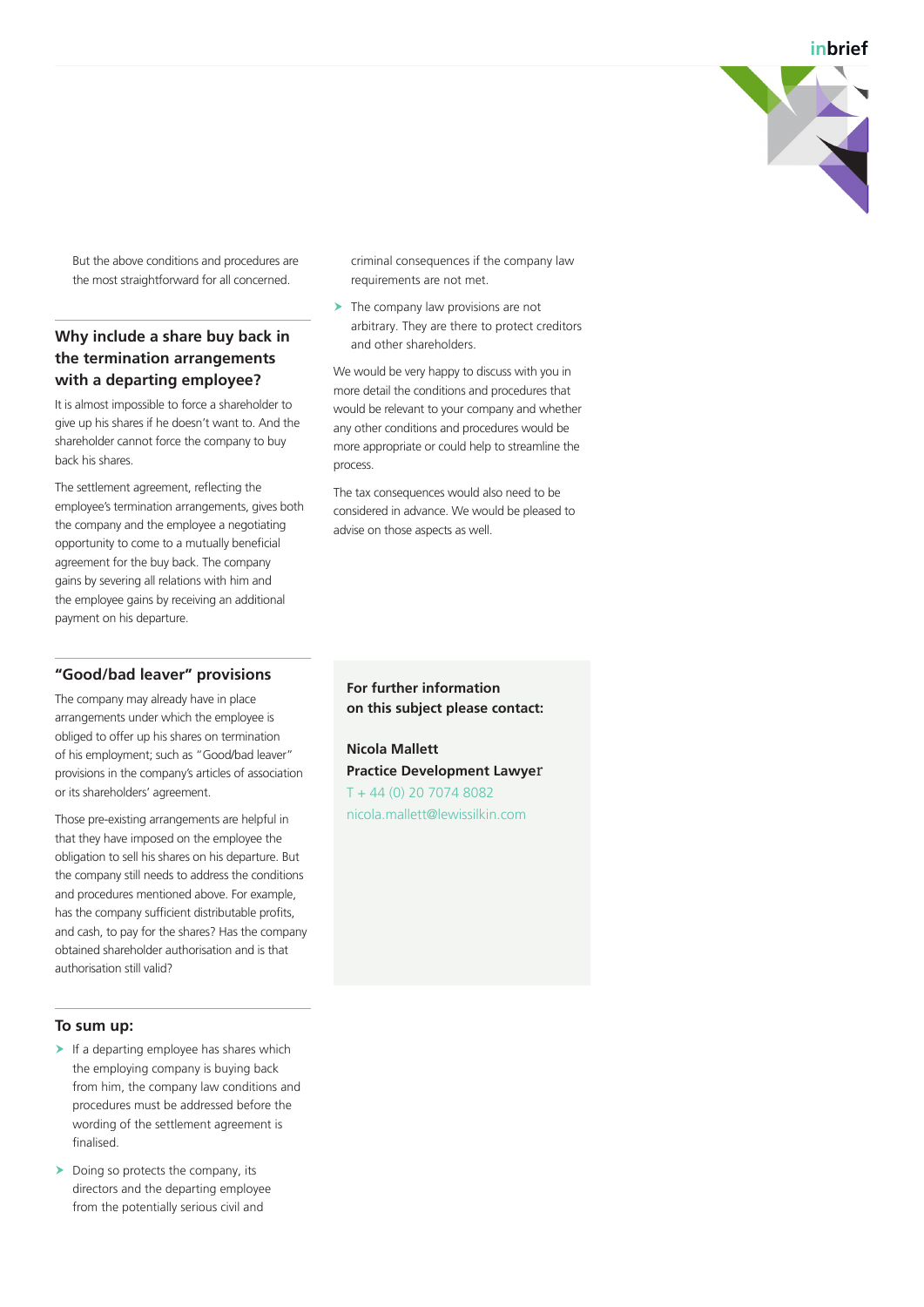But the above conditions and procedures are the most straightforward for all concerned.

## Why include a share buy back in the termination arrangements with a departing employee?

It is almost impossible to force a shareholder to give up his shares if he doesn't want to. And the shareholder cannot force the company to buy back his shares.

The settlement agreement, reflecting the employee's termination arrangements, gives both the company and the employee a negotiating opportunity to come to a mutually beneficial agreement for the buy back. The company gains by severing all relations with him and the employee gains by receiving an additional payment on his departure.

## "Good/bad leaver" provisions

The company may already have in place arrangements under which the employee is obliged to offer up his shares on termination of his employment; such as "Good/bad leaver" provisions in the company's articles of association or its shareholders' agreement.

Those pre-existing arrangements are helpful in that they have imposed on the employee the obligation to sell his shares on his departure. But the company still needs to address the conditions and procedures mentioned above. For example, has the company sufficient distributable profits, and cash, to pay for the shares? Has the company obtained shareholder authorisation and is that authorisation still valid?

## To sum up:

- If a departing employee has shares which the employing company is buying back from him, the company law conditions and procedures must be addressed before the wording of the settlement agreement is finalised.
- Doing so protects the company, its directors and the departing employee from the potentially serious civil and criminal consequences if the company law requirements are not met.
- The company law provisions are not arbitrary. They are there to protect creditors and other shareholders.

We would be very happy to discuss with you in more detail the conditions and procedures that would be relevant to your company and whether any other conditions and procedures would be more appropriate or could help to streamline the process.

The tax consequences would also need to be considered in advance. We would be pleased to advise on those aspects as well.

**For further information on this subject please contact:**

**Nicola Mallett**
**Practice Development Lawyer**
T + 44 (0) 20 7074 8082
nicola.mallett@lewissilkin.com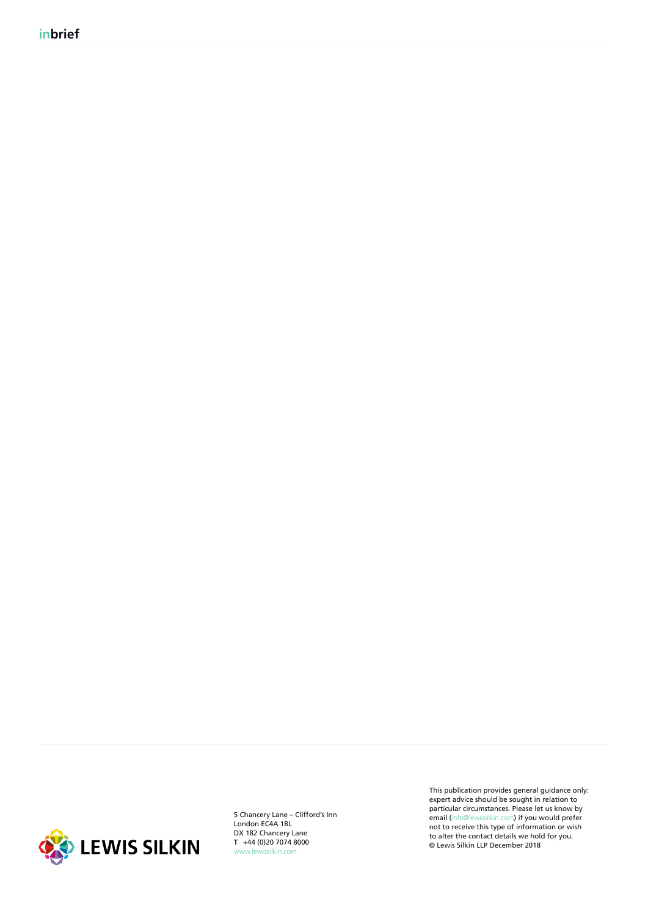LEWIS SILKIN

5 Chancery Lane – Clifford's Inn
London EC4A 1BL
DX 182 Chancery Lane
**T** +44 (0)20 7074 8000
www.lewissilkin.com

This publication provides general guidance only: expert advice should be sought in relation to particular circumstances. Please let us know by email (info@lewissilkin.com) if you would prefer not to receive this type of information or wish to alter the contact details we hold for you.
© Lewis Silkin LLP December 2018